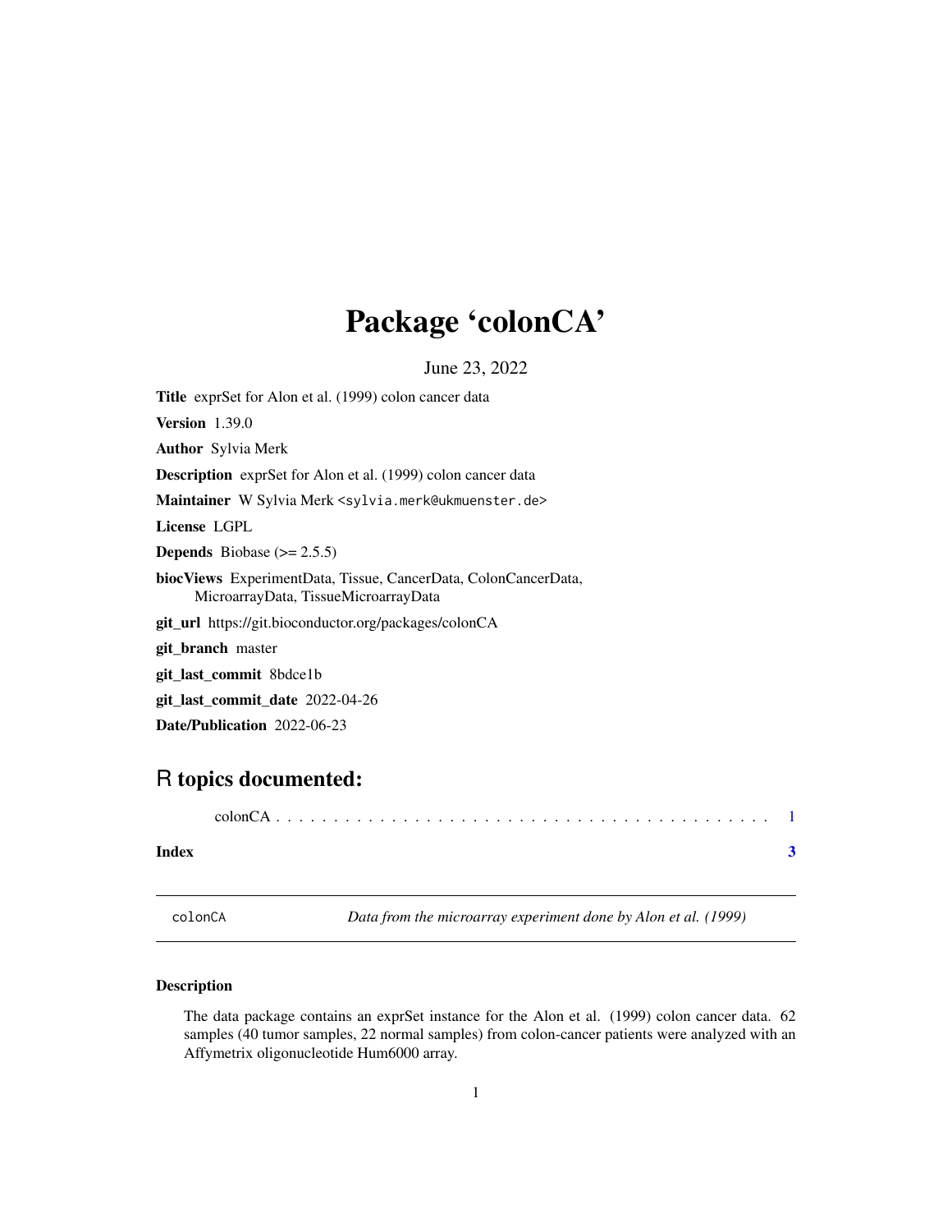# Package 'colonCA'

June 23, 2022

**Title** exprSet for Alon et al. (1999) colon cancer data

**Version** 1.39.0

**Author** Sylvia Merk

**Description** exprSet for Alon et al. (1999) colon cancer data

**Maintainer** W Sylvia Merk <sylvia.merk@ukmuenster.de>

**License** LGPL

**Depends** Biobase (>= 2.5.5)

**biocViews** ExperimentData, Tissue, CancerData, ColonCancerData, MicroarrayData, TissueMicroarrayData

**git_url** https://git.bioconductor.org/packages/colonCA

**git_branch** master

**git_last_commit** 8bdce1b

**git_last_commit_date** 2022-04-26

**Date/Publication** 2022-06-23

## R topics documented:

colonCA . . . . . . . . . . . . . . . . . . . . . . . . . . . . . . . . . . . . . . . . . . 1

**Index** **3**

---

`colonCA` *Data from the microarray experiment done by Alon et al. (1999)*

---

### Description

The data package contains an exprSet instance for the Alon et al. (1999) colon cancer data. 62 samples (40 tumor samples, 22 normal samples) from colon-cancer patients were analyzed with an Affymetrix oligonucleotide Hum6000 array.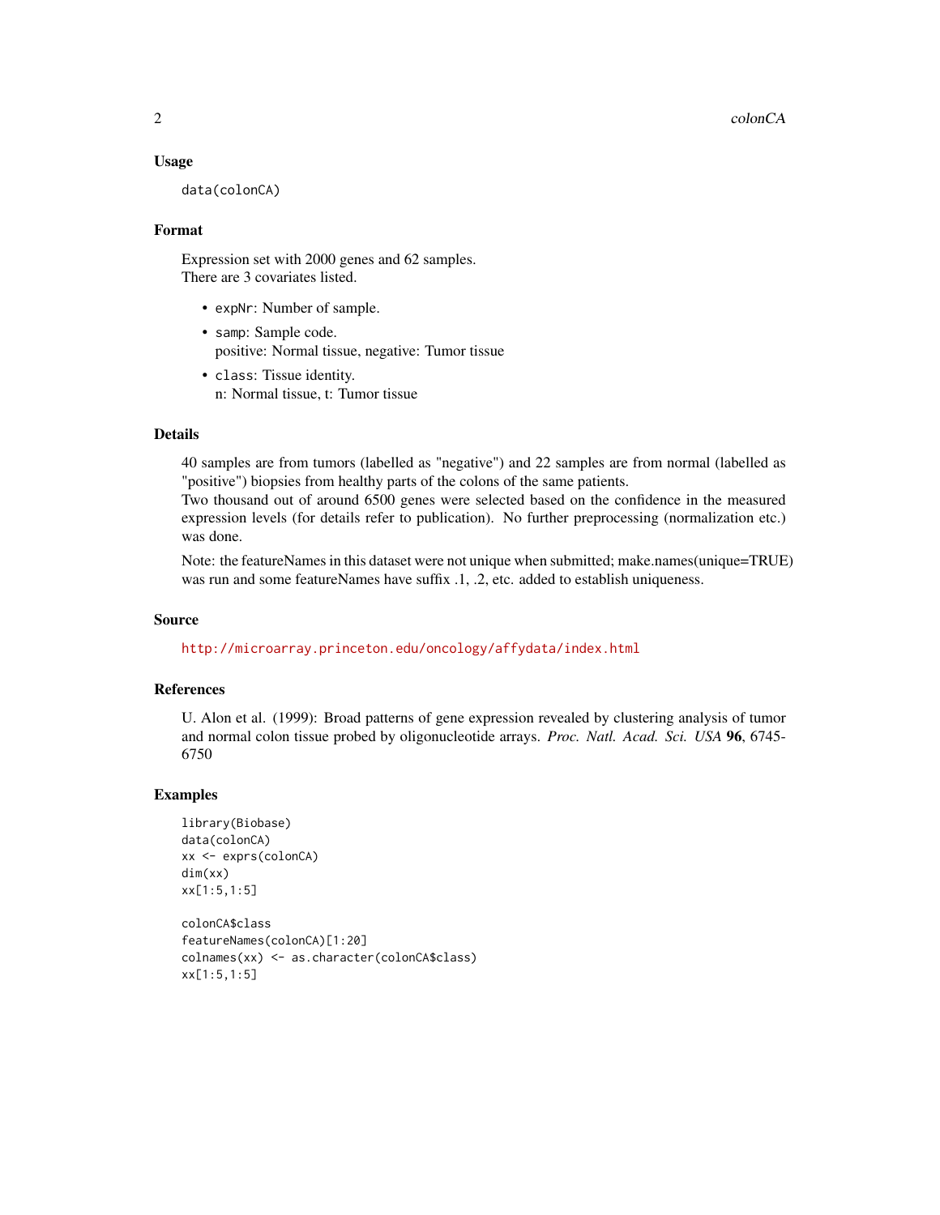## Usage

```
data(colonCA)
```

## Format

Expression set with 2000 genes and 62 samples.
There are 3 covariates listed.

- `expNr`: Number of sample.
- `samp`: Sample code.
  positive: Normal tissue, negative: Tumor tissue
- `class`: Tissue identity.
  n: Normal tissue, t: Tumor tissue

## Details

40 samples are from tumors (labelled as "negative") and 22 samples are from normal (labelled as "positive") biopsies from healthy parts of the colons of the same patients.
Two thousand out of around 6500 genes were selected based on the confidence in the measured expression levels (for details refer to publication). No further preprocessing (normalization etc.) was done.

Note: the featureNames in this dataset were not unique when submitted; make.names(unique=TRUE) was run and some featureNames have suffix .1, .2, etc. added to establish uniqueness.

## Source

http://microarray.princeton.edu/oncology/affydata/index.html

## References

U. Alon et al. (1999): Broad patterns of gene expression revealed by clustering analysis of tumor and normal colon tissue probed by oligonucleotide arrays. *Proc. Natl. Acad. Sci. USA* **96**, 6745-6750

## Examples

```
library(Biobase)
data(colonCA)
xx <- exprs(colonCA)
dim(xx)
xx[1:5,1:5]

colonCA$class
featureNames(colonCA)[1:20]
colnames(xx) <- as.character(colonCA$class)
xx[1:5,1:5]
```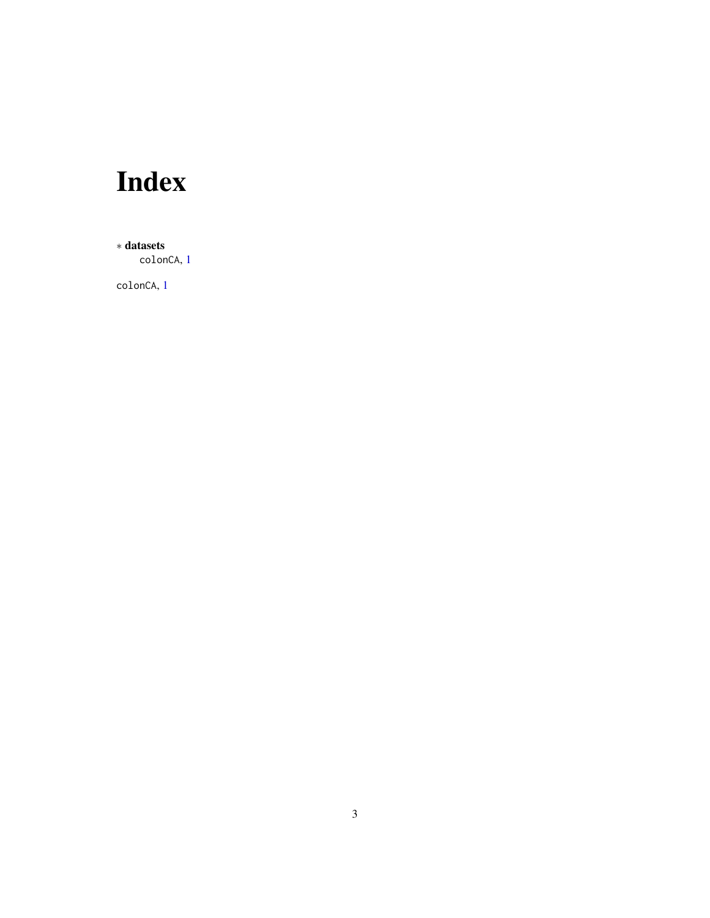# Index

∗ **datasets**
  colonCA, 1

colonCA, 1